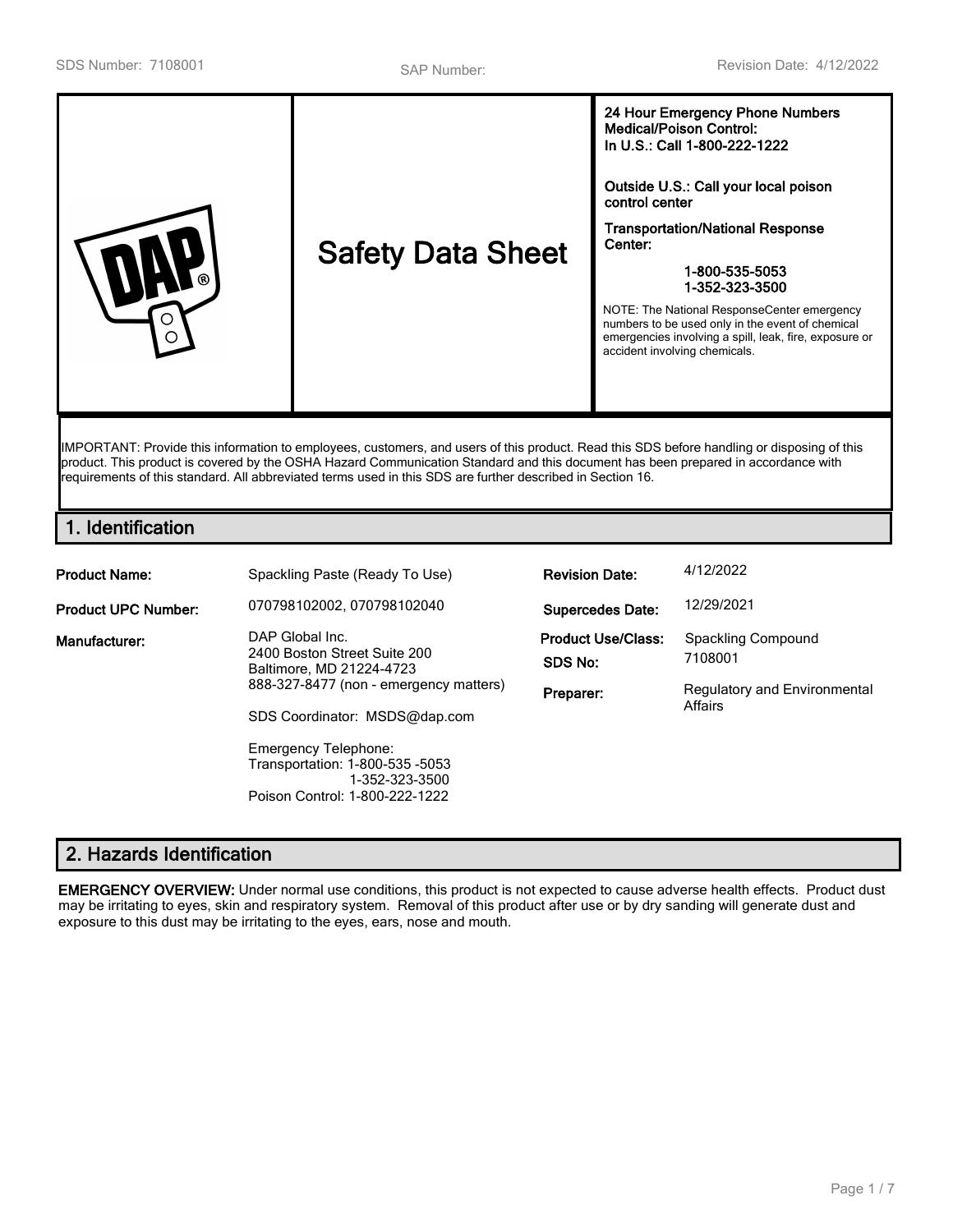SDS Number: 7108001 | SAP Number: | Revision Date: 4/12/2022

# Safety Data Sheet

**24 Hour Emergency Phone Numbers**
**Medical/Poison Control:**
**In U.S.: Call 1-800-222-1222**

**Outside U.S.: Call your local poison control center**

**Transportation/National Response Center:**

**1-800-535-5053**
**1-352-323-3500**

NOTE: The National ResponseCenter emergency numbers to be used only in the event of chemical emergencies involving a spill, leak, fire, exposure or accident involving chemicals.

IMPORTANT: Provide this information to employees, customers, and users of this product. Read this SDS before handling or disposing of this product. This product is covered by the OSHA Hazard Communication Standard and this document has been prepared in accordance with requirements of this standard. All abbreviated terms used in this SDS are further described in Section 16.

## 1. Identification

| | | | |
|---|---|---|---|
| **Product Name:** | Spackling Paste (Ready To Use) | **Revision Date:** | 4/12/2022 |
| **Product UPC Number:** | 070798102002, 070798102040 | **Supercedes Date:** | 12/29/2021 |
| **Manufacturer:** | DAP Global Inc.<br>2400 Boston Street Suite 200<br>Baltimore, MD 21224-4723<br>888-327-8477 (non - emergency matters)<br><br>SDS Coordinator: MSDS@dap.com<br><br>Emergency Telephone:<br>Transportation: 1-800-535 -5053<br>1-352-323-3500<br>Poison Control: 1-800-222-1222 | **Product Use/Class:**<br>**SDS No:**<br><br>**Preparer:** | Spackling Compound<br>7108001<br><br>Regulatory and Environmental Affairs |

## 2. Hazards Identification

**EMERGENCY OVERVIEW:** Under normal use conditions, this product is not expected to cause adverse health effects. Product dust may be irritating to eyes, skin and respiratory system. Removal of this product after use or by dry sanding will generate dust and exposure to this dust may be irritating to the eyes, ears, nose and mouth.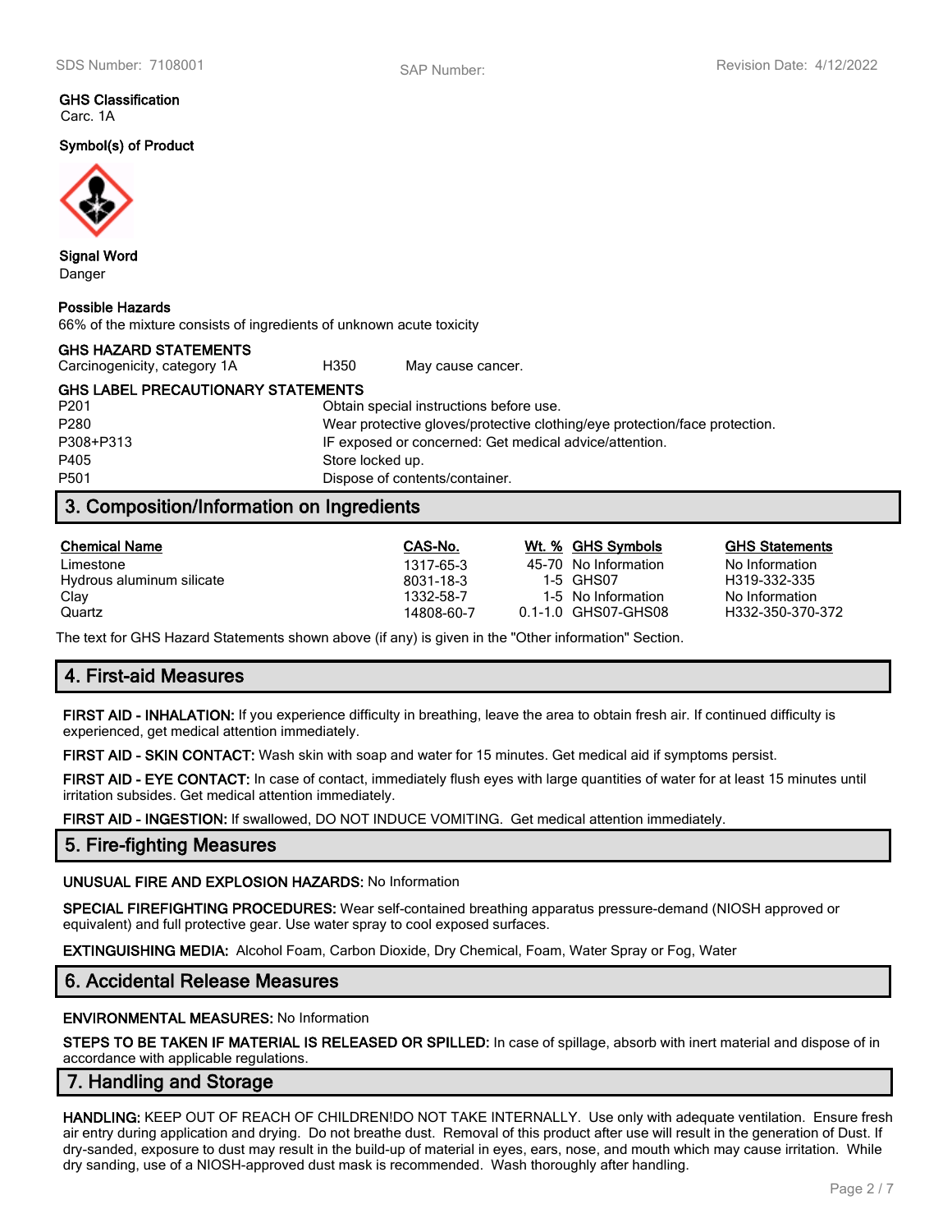**GHS Classification**
Carc. 1A

**Symbol(s) of Product**

**Signal Word**
Danger

**Possible Hazards**
66% of the mixture consists of ingredients of unknown acute toxicity

**GHS HAZARD STATEMENTS**

| | | |
|---|---|---|
| Carcinogenicity, category 1A | H350 | May cause cancer. |

**GHS LABEL PRECAUTIONARY STATEMENTS**

| | |
|---|---|
| P201 | Obtain special instructions before use. |
| P280 | Wear protective gloves/protective clothing/eye protection/face protection. |
| P308+P313 | IF exposed or concerned: Get medical advice/attention. |
| P405 | Store locked up. |
| P501 | Dispose of contents/container. |

## 3. Composition/Information on Ingredients

| Chemical Name | CAS-No. | Wt. % | GHS Symbols | GHS Statements |
|---|---|---|---|---|
| Limestone | 1317-65-3 | 45-70 | No Information | No Information |
| Hydrous aluminum silicate | 8031-18-3 | 1-5 | GHS07 | H319-332-335 |
| Clay | 1332-58-7 | 1-5 | No Information | No Information |
| Quartz | 14808-60-7 | 0.1-1.0 | GHS07-GHS08 | H332-350-370-372 |

The text for GHS Hazard Statements shown above (if any) is given in the "Other information" Section.

## 4. First-aid Measures

**FIRST AID - INHALATION:** If you experience difficulty in breathing, leave the area to obtain fresh air. If continued difficulty is experienced, get medical attention immediately.

**FIRST AID - SKIN CONTACT:** Wash skin with soap and water for 15 minutes. Get medical aid if symptoms persist.

**FIRST AID - EYE CONTACT:** In case of contact, immediately flush eyes with large quantities of water for at least 15 minutes until irritation subsides. Get medical attention immediately.

**FIRST AID - INGESTION:** If swallowed, DO NOT INDUCE VOMITING. Get medical attention immediately.

## 5. Fire-fighting Measures

**UNUSUAL FIRE AND EXPLOSION HAZARDS:** No Information

**SPECIAL FIREFIGHTING PROCEDURES:** Wear self-contained breathing apparatus pressure-demand (NIOSH approved or equivalent) and full protective gear. Use water spray to cool exposed surfaces.

**EXTINGUISHING MEDIA:** Alcohol Foam, Carbon Dioxide, Dry Chemical, Foam, Water Spray or Fog, Water

## 6. Accidental Release Measures

**ENVIRONMENTAL MEASURES:** No Information

**STEPS TO BE TAKEN IF MATERIAL IS RELEASED OR SPILLED:** In case of spillage, absorb with inert material and dispose of in accordance with applicable regulations.

## 7. Handling and Storage

**HANDLING:** KEEP OUT OF REACH OF CHILDREN!DO NOT TAKE INTERNALLY. Use only with adequate ventilation. Ensure fresh air entry during application and drying. Do not breathe dust. Removal of this product after use will result in the generation of Dust. If dry-sanded, exposure to dust may result in the build-up of material in eyes, ears, nose, and mouth which may cause irritation. While dry sanding, use of a NIOSH-approved dust mask is recommended. Wash thoroughly after handling.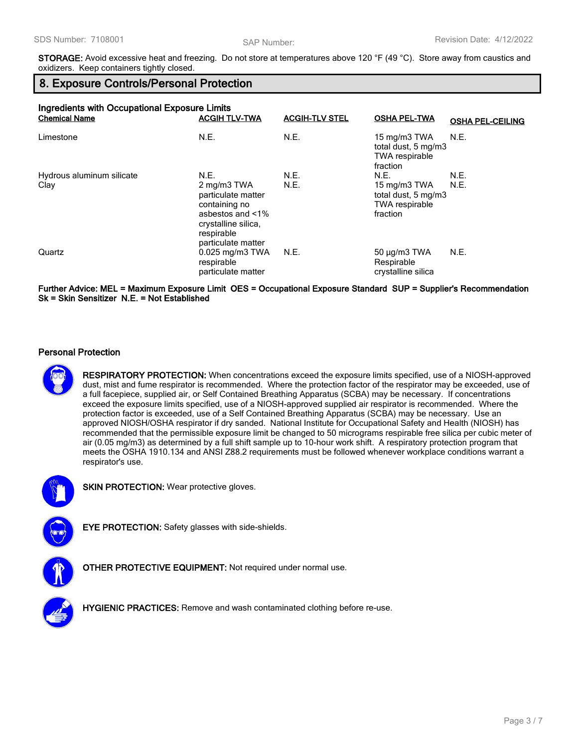**STORAGE:** Avoid excessive heat and freezing. Do not store at temperatures above 120 °F (49 °C). Store away from caustics and oxidizers. Keep containers tightly closed.

## 8. Exposure Controls/Personal Protection

**Ingredients with Occupational Exposure Limits**

| Chemical Name | ACGIH TLV-TWA | ACGIH-TLV STEL | OSHA PEL-TWA | OSHA PEL-CEILING |
|---|---|---|---|---|
| Limestone | N.E. | N.E. | 15 mg/m3 TWA total dust, 5 mg/m3 TWA respirable fraction | N.E. |
| Hydrous aluminum silicate | N.E. | N.E. | N.E. | N.E. |
| Clay | 2 mg/m3 TWA particulate matter containing no asbestos and <1% crystalline silica, respirable particulate matter | N.E. | 15 mg/m3 TWA total dust, 5 mg/m3 TWA respirable fraction | N.E. |
| Quartz | 0.025 mg/m3 TWA respirable particulate matter | N.E. | 50 µg/m3 TWA Respirable crystalline silica | N.E. |

**Further Advice: MEL = Maximum Exposure Limit OES = Occupational Exposure Standard SUP = Supplier's Recommendation Sk = Skin Sensitizer N.E. = Not Established**

### Personal Protection

**RESPIRATORY PROTECTION:** When concentrations exceed the exposure limits specified, use of a NIOSH-approved dust, mist and fume respirator is recommended. Where the protection factor of the respirator may be exceeded, use of a full facepiece, supplied air, or Self Contained Breathing Apparatus (SCBA) may be necessary. If concentrations exceed the exposure limits specified, use of a NIOSH-approved supplied air respirator is recommended. Where the protection factor is exceeded, use of a Self Contained Breathing Apparatus (SCBA) may be necessary. Use an approved NIOSH/OSHA respirator if dry sanded. National Institute for Occupational Safety and Health (NIOSH) has recommended that the permissible exposure limit be changed to 50 micrograms respirable free silica per cubic meter of air (0.05 mg/m3) as determined by a full shift sample up to 10-hour work shift. A respiratory protection program that meets the OSHA 1910.134 and ANSI Z88.2 requirements must be followed whenever workplace conditions warrant a respirator's use.

**SKIN PROTECTION:** Wear protective gloves.

**EYE PROTECTION:** Safety glasses with side-shields.

**OTHER PROTECTIVE EQUIPMENT:** Not required under normal use.

**HYGIENIC PRACTICES:** Remove and wash contaminated clothing before re-use.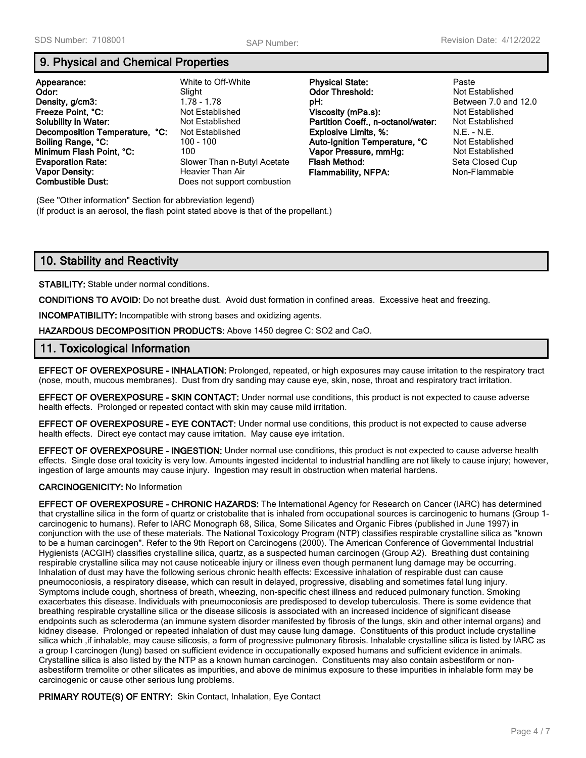## 9. Physical and Chemical Properties

| | | | |
|---|---|---|---|
| **Appearance:** | White to Off-White | **Physical State:** | Paste |
| **Odor:** | Slight | **Odor Threshold:** | Not Established |
| **Density, g/cm3:** | 1.78 - 1.78 | **pH:** | Between 7.0 and 12.0 |
| **Freeze Point, °C:** | Not Established | **Viscosity (mPa.s):** | Not Established |
| **Solubility in Water:** | Not Established | **Partition Coeff., n-octanol/water:** | Not Established |
| **Decomposition Temperature, °C:** | Not Established | **Explosive Limits, %:** | N.E. - N.E. |
| **Boiling Range, °C:** | 100 - 100 | **Auto-Ignition Temperature, °C** | Not Established |
| **Minimum Flash Point, °C:** | 100 | **Vapor Pressure, mmHg:** | Not Established |
| **Evaporation Rate:** | Slower Than n-Butyl Acetate | **Flash Method:** | Seta Closed Cup |
| **Vapor Density:** | Heavier Than Air | **Flammability, NFPA:** | Non-Flammable |
| **Combustible Dust:** | Does not support combustion | | |

(See "Other information" Section for abbreviation legend)
(If product is an aerosol, the flash point stated above is that of the propellant.)

## 10. Stability and Reactivity

**STABILITY:** Stable under normal conditions.

**CONDITIONS TO AVOID:** Do not breathe dust. Avoid dust formation in confined areas. Excessive heat and freezing.

**INCOMPATIBILITY:** Incompatible with strong bases and oxidizing agents.

**HAZARDOUS DECOMPOSITION PRODUCTS:** Above 1450 degree C: $SO_2$ and CaO.

## 11. Toxicological Information

**EFFECT OF OVEREXPOSURE - INHALATION:** Prolonged, repeated, or high exposures may cause irritation to the respiratory tract (nose, mouth, mucous membranes). Dust from dry sanding may cause eye, skin, nose, throat and respiratory tract irritation.

**EFFECT OF OVEREXPOSURE - SKIN CONTACT:** Under normal use conditions, this product is not expected to cause adverse health effects. Prolonged or repeated contact with skin may cause mild irritation.

**EFFECT OF OVEREXPOSURE - EYE CONTACT:** Under normal use conditions, this product is not expected to cause adverse health effects. Direct eye contact may cause irritation. May cause eye irritation.

**EFFECT OF OVEREXPOSURE - INGESTION:** Under normal use conditions, this product is not expected to cause adverse health effects. Single dose oral toxicity is very low. Amounts ingested incidental to industrial handling are not likely to cause injury; however, ingestion of large amounts may cause injury. Ingestion may result in obstruction when material hardens.

**CARCINOGENICITY:** No Information

**EFFECT OF OVEREXPOSURE - CHRONIC HAZARDS:** The International Agency for Research on Cancer (IARC) has determined that crystalline silica in the form of quartz or cristobalite that is inhaled from occupational sources is carcinogenic to humans (Group 1- carcinogenic to humans). Refer to IARC Monograph 68, Silica, Some Silicates and Organic Fibres (published in June 1997) in conjunction with the use of these materials. The National Toxicology Program (NTP) classifies respirable crystalline silica as "known to be a human carcinogen". Refer to the 9th Report on Carcinogens (2000). The American Conference of Governmental Industrial Hygienists (ACGIH) classifies crystalline silica, quartz, as a suspected human carcinogen (Group A2). Breathing dust containing respirable crystalline silica may not cause noticeable injury or illness even though permanent lung damage may be occurring. Inhalation of dust may have the following serious chronic health effects: Excessive inhalation of respirable dust can cause pneumoconiosis, a respiratory disease, which can result in delayed, progressive, disabling and sometimes fatal lung injury. Symptoms include cough, shortness of breath, wheezing, non-specific chest illness and reduced pulmonary function. Smoking exacerbates this disease. Individuals with pneumoconiosis are predisposed to develop tuberculosis. There is some evidence that breathing respirable crystalline silica or the disease silicosis is associated with an increased incidence of significant disease endpoints such as scleroderma (an immune system disorder manifested by fibrosis of the lungs, skin and other internal organs) and kidney disease. Prolonged or repeated inhalation of dust may cause lung damage. Constituents of this product include crystalline silica which ,if inhalable, may cause silicosis, a form of progressive pulmonary fibrosis. Inhalable crystalline silica is listed by IARC as a group I carcinogen (lung) based on sufficient evidence in occupationally exposed humans and sufficient evidence in animals. Crystalline silica is also listed by the NTP as a known human carcinogen. Constituents may also contain asbestiform or non-asbestiform tremolite or other silicates as impurities, and above de minimus exposure to these impurities in inhalable form may be carcinogenic or cause other serious lung problems.

**PRIMARY ROUTE(S) OF ENTRY:** Skin Contact, Inhalation, Eye Contact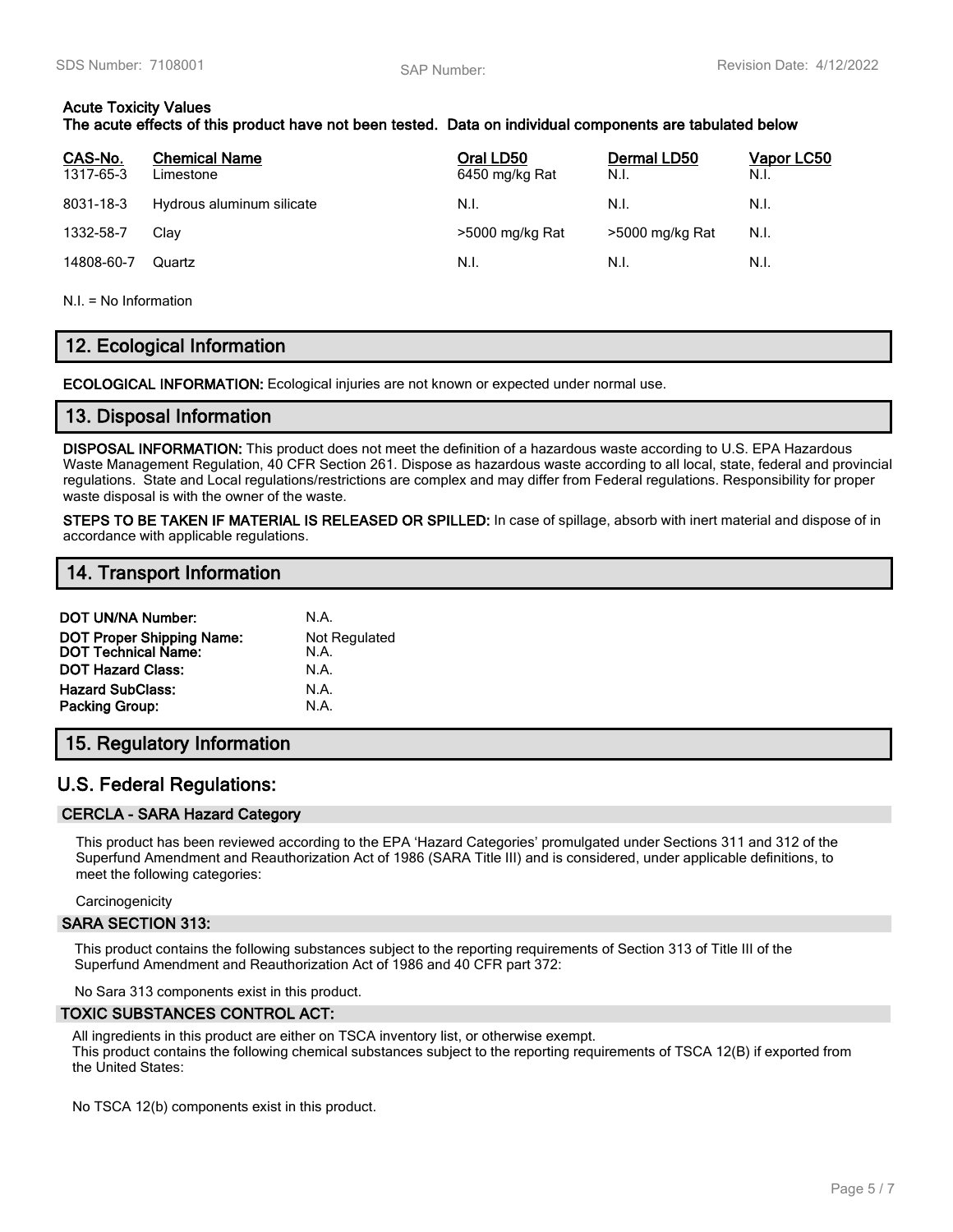**Acute Toxicity Values**
**The acute effects of this product have not been tested. Data on individual components are tabulated below**

| CAS-No. | Chemical Name | Oral LD50 | Dermal LD50 | Vapor LC50 |
|---|---|---|---|---|
| 1317-65-3 | Limestone | 6450 mg/kg Rat | N.I. | N.I. |
| 8031-18-3 | Hydrous aluminum silicate | N.I. | N.I. | N.I. |
| 1332-58-7 | Clay | >5000 mg/kg Rat | >5000 mg/kg Rat | N.I. |
| 14808-60-7 | Quartz | N.I. | N.I. | N.I. |

N.I. = No Information

## 12. Ecological Information

**ECOLOGICAL INFORMATION:** Ecological injuries are not known or expected under normal use.

## 13. Disposal Information

**DISPOSAL INFORMATION:** This product does not meet the definition of a hazardous waste according to U.S. EPA Hazardous Waste Management Regulation, 40 CFR Section 261. Dispose as hazardous waste according to all local, state, federal and provincial regulations. State and Local regulations/restrictions are complex and may differ from Federal regulations. Responsibility for proper waste disposal is with the owner of the waste.

**STEPS TO BE TAKEN IF MATERIAL IS RELEASED OR SPILLED:** In case of spillage, absorb with inert material and dispose of in accordance with applicable regulations.

## 14. Transport Information

**DOT UN/NA Number:** N.A.
**DOT Proper Shipping Name:** Not Regulated
**DOT Technical Name:** N.A.
**DOT Hazard Class:** N.A.
**Hazard SubClass:** N.A.
**Packing Group:** N.A.

## 15. Regulatory Information

## U.S. Federal Regulations:

### CERCLA - SARA Hazard Category

This product has been reviewed according to the EPA 'Hazard Categories' promulgated under Sections 311 and 312 of the Superfund Amendment and Reauthorization Act of 1986 (SARA Title III) and is considered, under applicable definitions, to meet the following categories:

Carcinogenicity

### SARA SECTION 313:

This product contains the following substances subject to the reporting requirements of Section 313 of Title III of the Superfund Amendment and Reauthorization Act of 1986 and 40 CFR part 372:

No Sara 313 components exist in this product.

### TOXIC SUBSTANCES CONTROL ACT:

All ingredients in this product are either on TSCA inventory list, or otherwise exempt.
This product contains the following chemical substances subject to the reporting requirements of TSCA 12(B) if exported from the United States:

No TSCA 12(b) components exist in this product.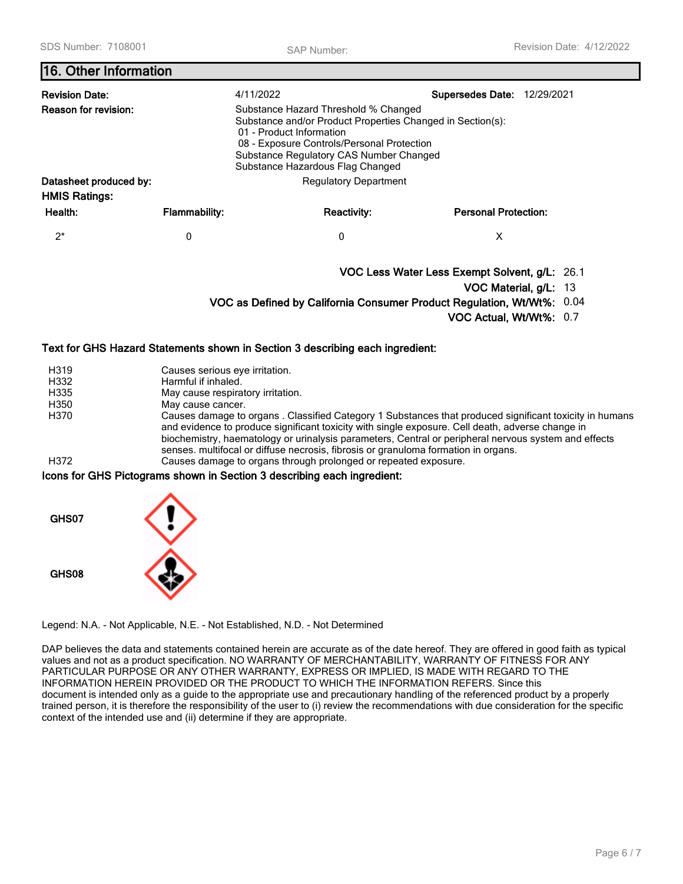## 16. Other Information

**Revision Date:** 4/11/2022 **Supersedes Date:** 12/29/2021

**Reason for revision:** Substance Hazard Threshold % Changed
Substance and/or Product Properties Changed in Section(s):
01 - Product Information
08 - Exposure Controls/Personal Protection
Substance Regulatory CAS Number Changed
Substance Hazardous Flag Changed

**Datasheet produced by:** Regulatory Department

**HMIS Ratings:**

| Health: | Flammability: | Reactivity: | Personal Protection: |
|---|---|---|---|
| 2* | 0 | 0 | X |

**VOC Less Water Less Exempt Solvent, g/L:** 26.1
**VOC Material, g/L:** 13
**VOC as Defined by California Consumer Product Regulation, Wt/Wt%:** 0.04
**VOC Actual, Wt/Wt%:** 0.7

**Text for GHS Hazard Statements shown in Section 3 describing each ingredient:**

| | |
|---|---|
| H319 | Causes serious eye irritation. |
| H332 | Harmful if inhaled. |
| H335 | May cause respiratory irritation. |
| H350 | May cause cancer. |
| H370 | Causes damage to organs . Classified Category 1 Substances that produced significant toxicity in humans and evidence to produce significant toxicity with single exposure. Cell death, adverse change in biochemistry, haematology or urinalysis parameters, Central or peripheral nervous system and effects senses. multifocal or diffuse necrosis, fibrosis or granuloma formation in organs. |
| H372 | Causes damage to organs through prolonged or repeated exposure. |

**Icons for GHS Pictograms shown in Section 3 describing each ingredient:**

GHS07

GHS08

Legend: N.A. - Not Applicable, N.E. - Not Established, N.D. - Not Determined

DAP believes the data and statements contained herein are accurate as of the date hereof. They are offered in good faith as typical values and not as a product specification. NO WARRANTY OF MERCHANTABILITY, WARRANTY OF FITNESS FOR ANY PARTICULAR PURPOSE OR ANY OTHER WARRANTY, EXPRESS OR IMPLIED, IS MADE WITH REGARD TO THE INFORMATION HEREIN PROVIDED OR THE PRODUCT TO WHICH THE INFORMATION REFERS. Since this document is intended only as a guide to the appropriate use and precautionary handling of the referenced product by a properly trained person, it is therefore the responsibility of the user to (i) review the recommendations with due consideration for the specific context of the intended use and (ii) determine if they are appropriate.